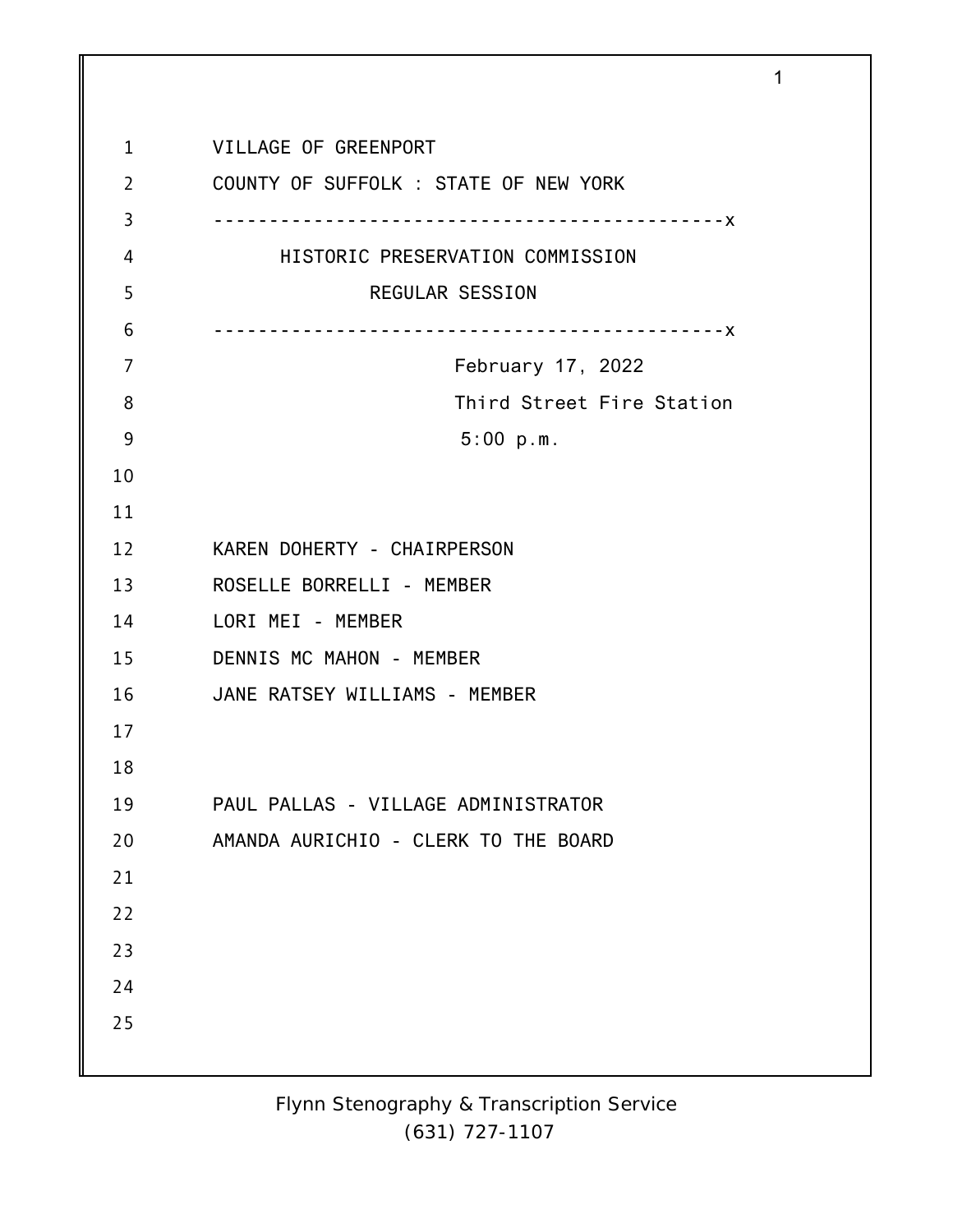VILLAGE OF GREENPORT

COUNTY OF SUFFOLK : STATE OF NEW YORK

----------------------------------------------x

HISTORIC PRESERVATION COMMISSION

REGULAR SESSION

----------------------------------------------x

February 17, 2022

Third Street Fire Station

5:00 p.m.

KAREN DOHERTY - CHAIRPERSON

ROSELLE BORRELLI - MEMBER

LORI MEI - MEMBER

DENNIS MC MAHON - MEMBER

JANE RATSEY WILLIAMS - MEMBER

PAUL PALLAS - VILLAGE ADMINISTRATOR

AMANDA AURICHIO - CLERK TO THE BOARD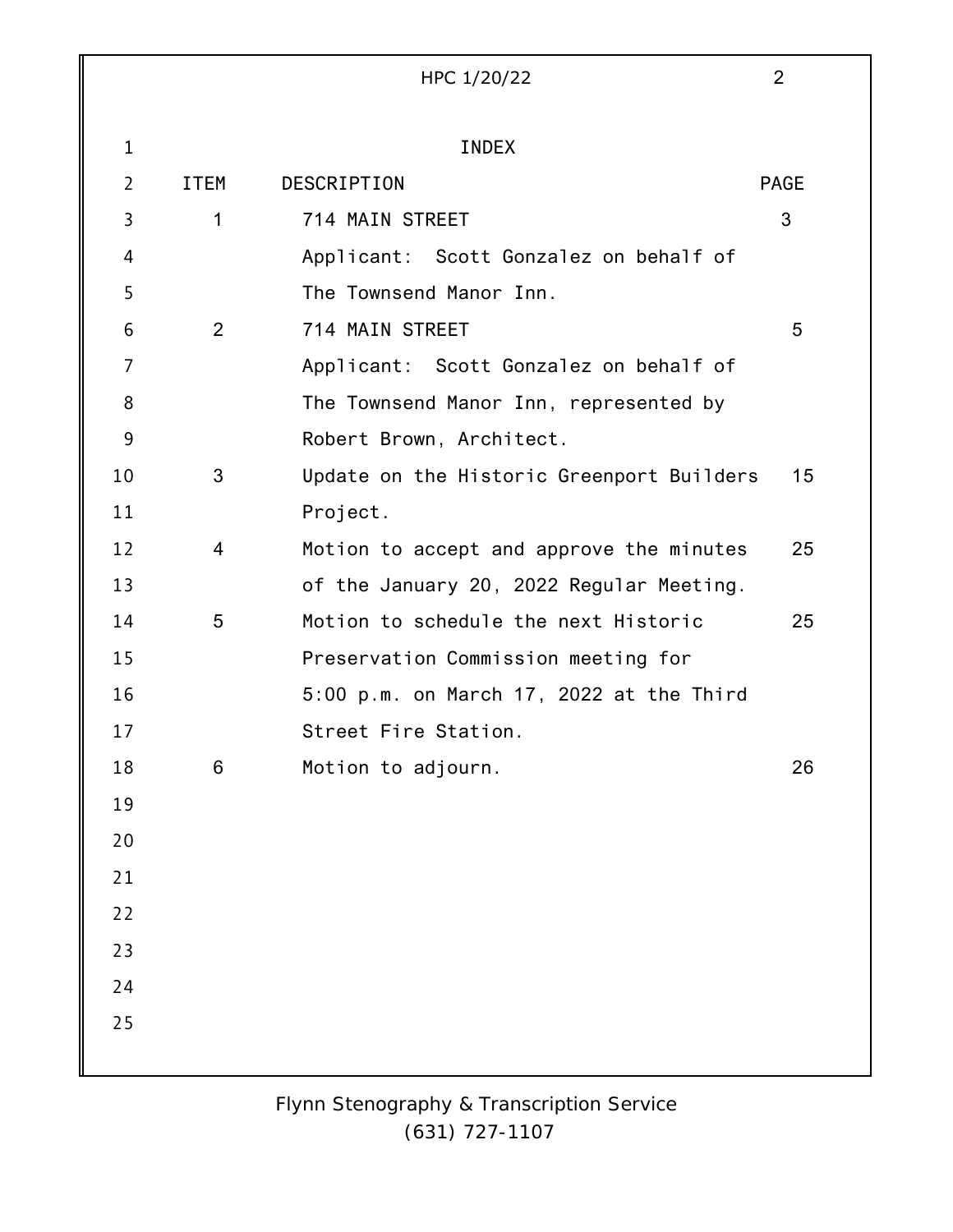# INDEX

| ITEM | DESCRIPTION | PAGE |
| --- | --- | --- |
| 1 | 714 MAIN STREET<br>Applicant: Scott Gonzalez on behalf of The Townsend Manor Inn. | 3 |
| 2 | 714 MAIN STREET<br>Applicant: Scott Gonzalez on behalf of The Townsend Manor Inn, represented by Robert Brown, Architect. | 5 |
| 3 | Update on the Historic Greenport Builders Project. | 15 |
| 4 | Motion to accept and approve the minutes of the January 20, 2022 Regular Meeting. | 25 |
| 5 | Motion to schedule the next Historic Preservation Commission meeting for 5:00 p.m. on March 17, 2022 at the Third Street Fire Station. | 25 |
| 6 | Motion to adjourn. | 26 |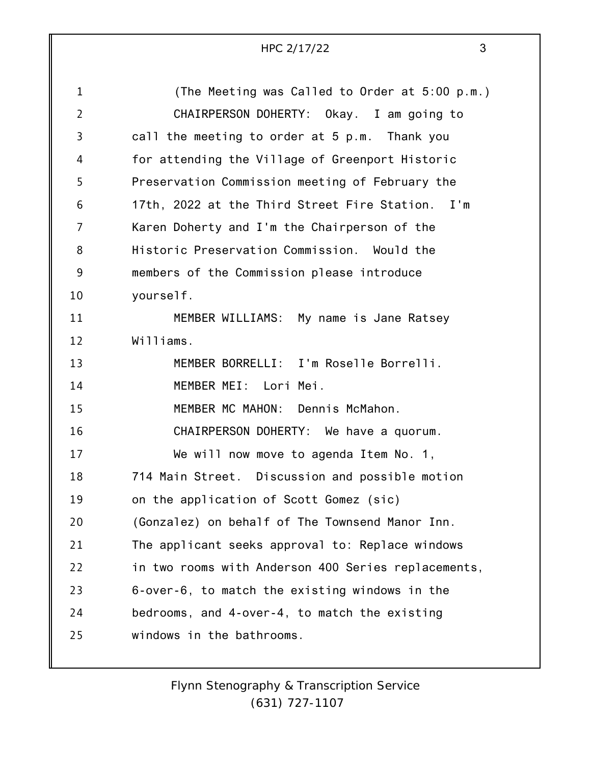(The Meeting was Called to Order at 5:00 p.m.)

CHAIRPERSON DOHERTY: Okay. I am going to call the meeting to order at 5 p.m. Thank you for attending the Village of Greenport Historic Preservation Commission meeting of February the 17th, 2022 at the Third Street Fire Station. I'm Karen Doherty and I'm the Chairperson of the Historic Preservation Commission. Would the members of the Commission please introduce yourself.

MEMBER WILLIAMS: My name is Jane Ratsey Williams.

MEMBER BORRELLI: I'm Roselle Borrelli.

MEMBER MEI: Lori Mei.

MEMBER MC MAHON: Dennis McMahon.

CHAIRPERSON DOHERTY: We have a quorum.

We will now move to agenda Item No. 1, 714 Main Street. Discussion and possible motion on the application of Scott Gomez (sic) (Gonzalez) on behalf of The Townsend Manor Inn. The applicant seeks approval to: Replace windows in two rooms with Anderson 400 Series replacements, 6-over-6, to match the existing windows in the bedrooms, and 4-over-4, to match the existing windows in the bathrooms.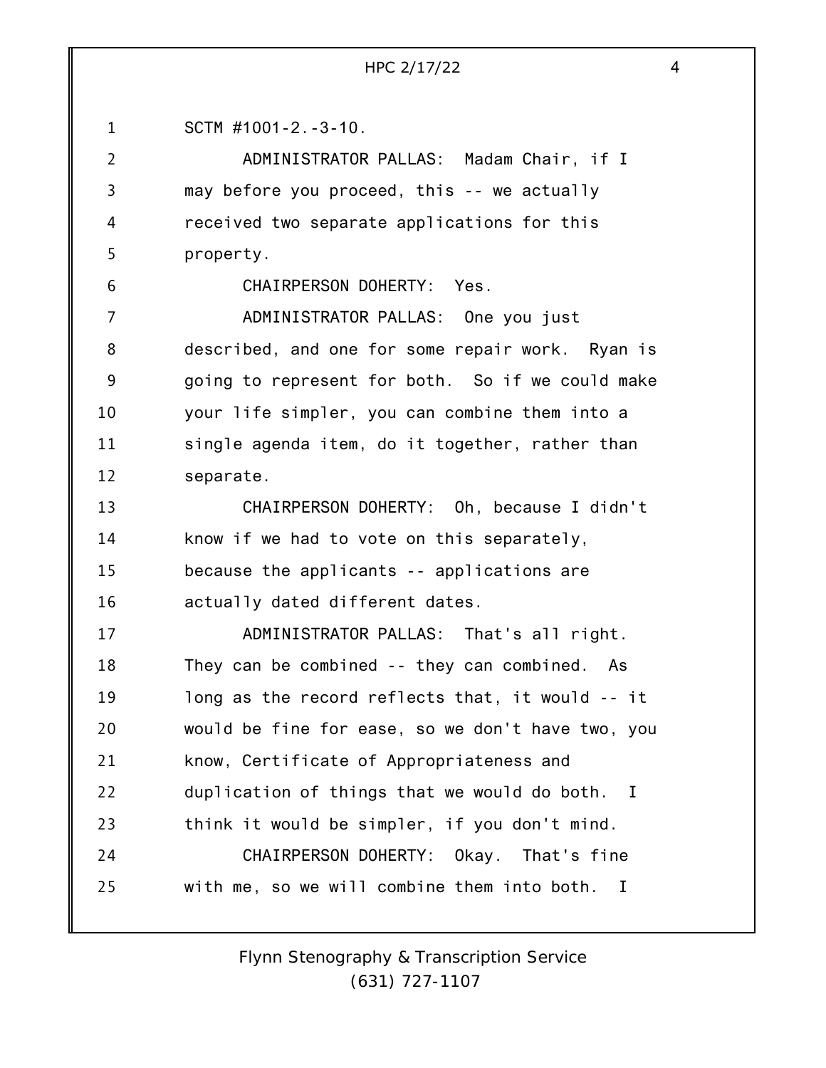SCTM #1001-2.-3-10.

ADMINISTRATOR PALLAS: Madam Chair, if I may before you proceed, this -- we actually received two separate applications for this property.

CHAIRPERSON DOHERTY: Yes.

ADMINISTRATOR PALLAS: One you just described, and one for some repair work. Ryan is going to represent for both. So if we could make your life simpler, you can combine them into a single agenda item, do it together, rather than separate.

CHAIRPERSON DOHERTY: Oh, because I didn't know if we had to vote on this separately, because the applicants -- applications are actually dated different dates.

ADMINISTRATOR PALLAS: That's all right. They can be combined -- they can combined. As long as the record reflects that, it would -- it would be fine for ease, so we don't have two, you know, Certificate of Appropriateness and duplication of things that we would do both. I think it would be simpler, if you don't mind.

CHAIRPERSON DOHERTY: Okay. That's fine with me, so we will combine them into both. I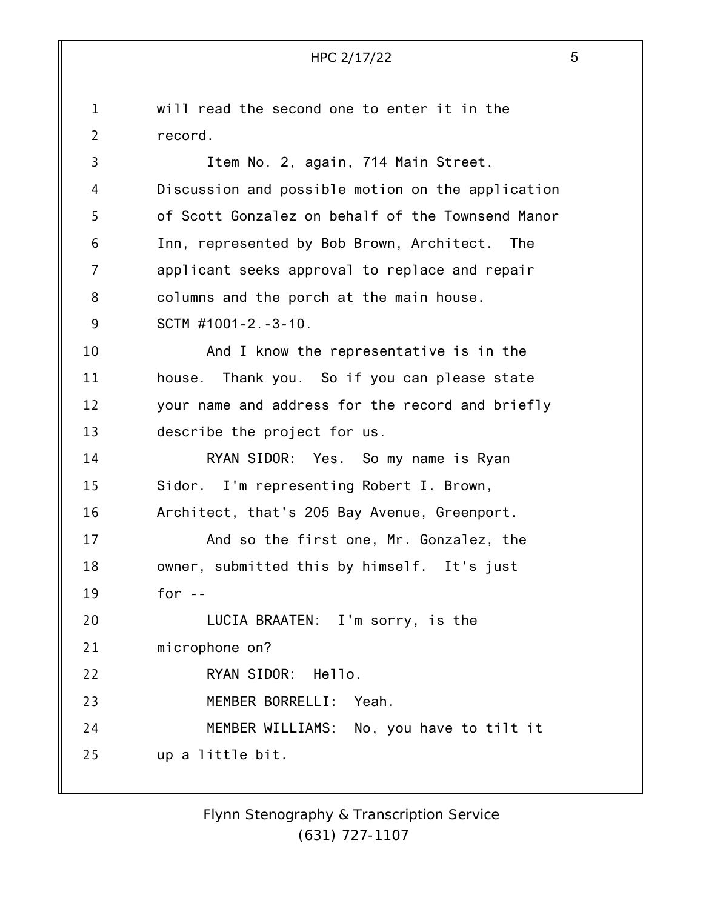will read the second one to enter it in the record.

Item No. 2, again, 714 Main Street. Discussion and possible motion on the application of Scott Gonzalez on behalf of the Townsend Manor Inn, represented by Bob Brown, Architect. The applicant seeks approval to replace and repair columns and the porch at the main house. SCTM #1001-2.-3-10.

And I know the representative is in the house. Thank you. So if you can please state your name and address for the record and briefly describe the project for us.

RYAN SIDOR: Yes. So my name is Ryan Sidor. I'm representing Robert I. Brown, Architect, that's 205 Bay Avenue, Greenport.

And so the first one, Mr. Gonzalez, the owner, submitted this by himself. It's just for --

LUCIA BRAATEN: I'm sorry, is the microphone on?

RYAN SIDOR: Hello.

MEMBER BORRELLI: Yeah.

MEMBER WILLIAMS: No, you have to tilt it up a little bit.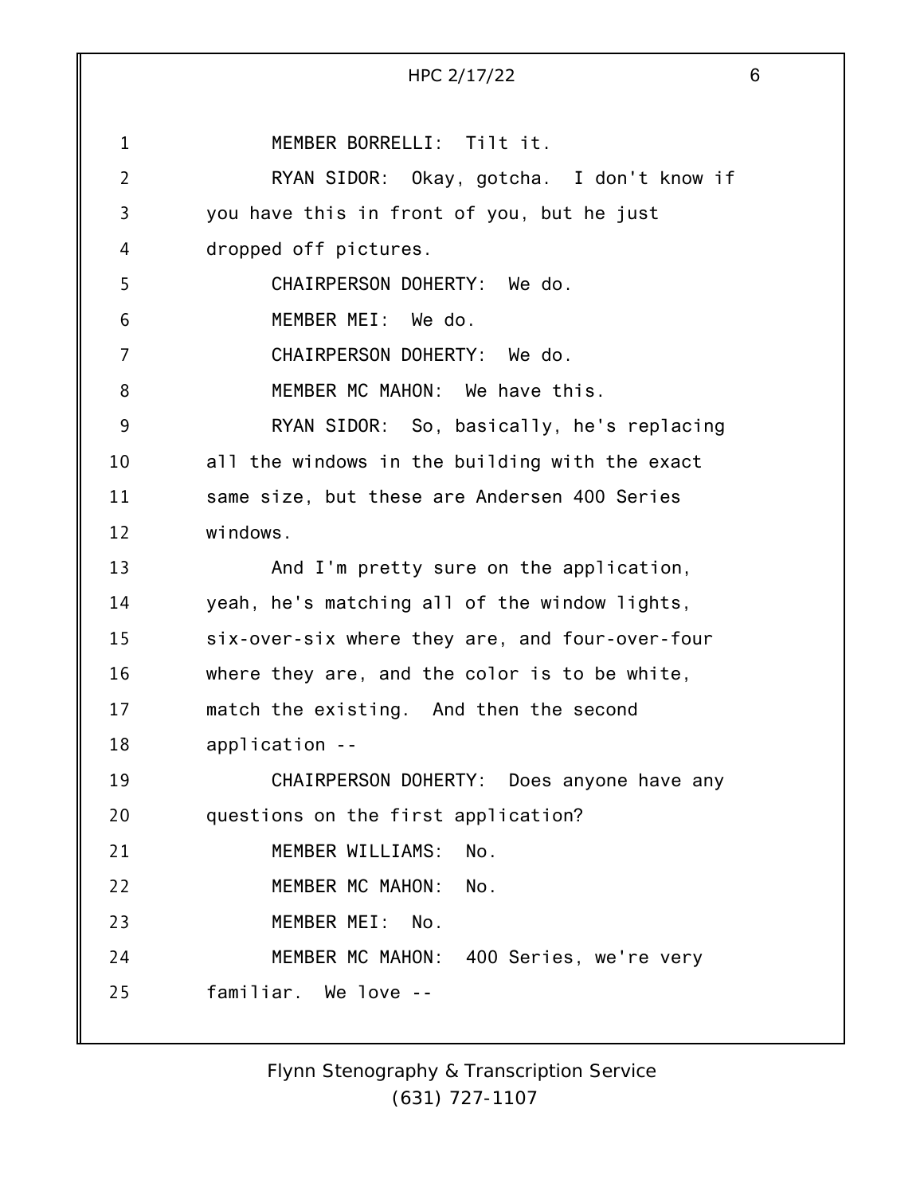MEMBER BORRELLI: Tilt it.

RYAN SIDOR: Okay, gotcha. I don't know if you have this in front of you, but he just dropped off pictures.

CHAIRPERSON DOHERTY: We do.

MEMBER MEI: We do.

CHAIRPERSON DOHERTY: We do.

MEMBER MC MAHON: We have this.

RYAN SIDOR: So, basically, he's replacing all the windows in the building with the exact same size, but these are Andersen 400 Series windows.

And I'm pretty sure on the application, yeah, he's matching all of the window lights, six-over-six where they are, and four-over-four where they are, and the color is to be white, match the existing. And then the second application --

CHAIRPERSON DOHERTY: Does anyone have any questions on the first application?

MEMBER WILLIAMS: No.

MEMBER MC MAHON: No.

MEMBER MEI: No.

MEMBER MC MAHON: 400 Series, we're very familiar. We love --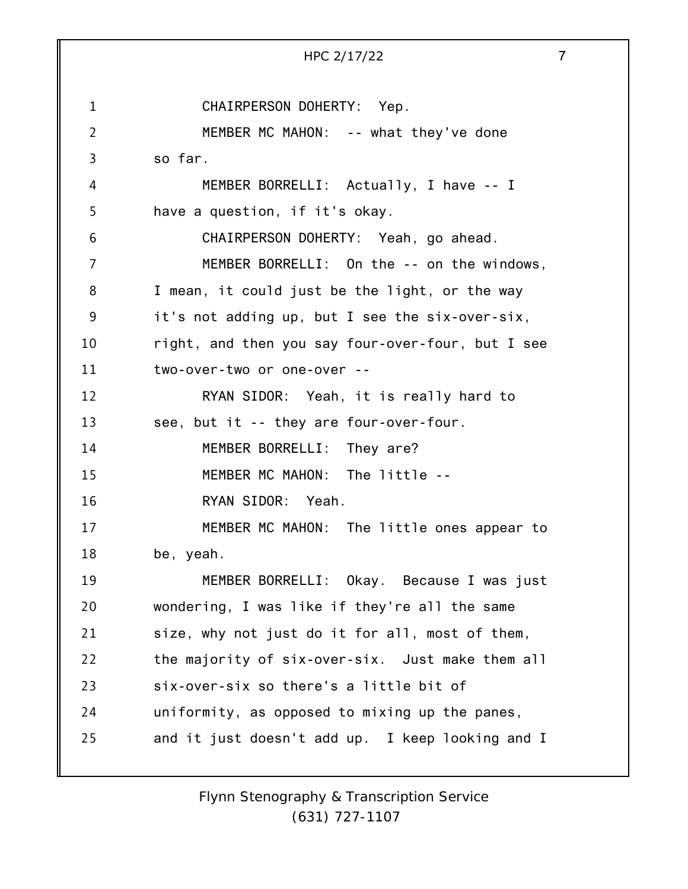CHAIRPERSON DOHERTY: Yep.

MEMBER MC MAHON: -- what they've done so far.

MEMBER BORRELLI: Actually, I have -- I have a question, if it's okay.

CHAIRPERSON DOHERTY: Yeah, go ahead.

MEMBER BORRELLI: On the -- on the windows, I mean, it could just be the light, or the way it's not adding up, but I see the six-over-six, right, and then you say four-over-four, but I see two-over-two or one-over --

RYAN SIDOR: Yeah, it is really hard to see, but it -- they are four-over-four.

MEMBER BORRELLI: They are?

MEMBER MC MAHON: The little --

RYAN SIDOR: Yeah.

MEMBER MC MAHON: The little ones appear to be, yeah.

MEMBER BORRELLI: Okay. Because I was just wondering, I was like if they're all the same size, why not just do it for all, most of them, the majority of six-over-six. Just make them all six-over-six so there's a little bit of uniformity, as opposed to mixing up the panes, and it just doesn't add up. I keep looking and I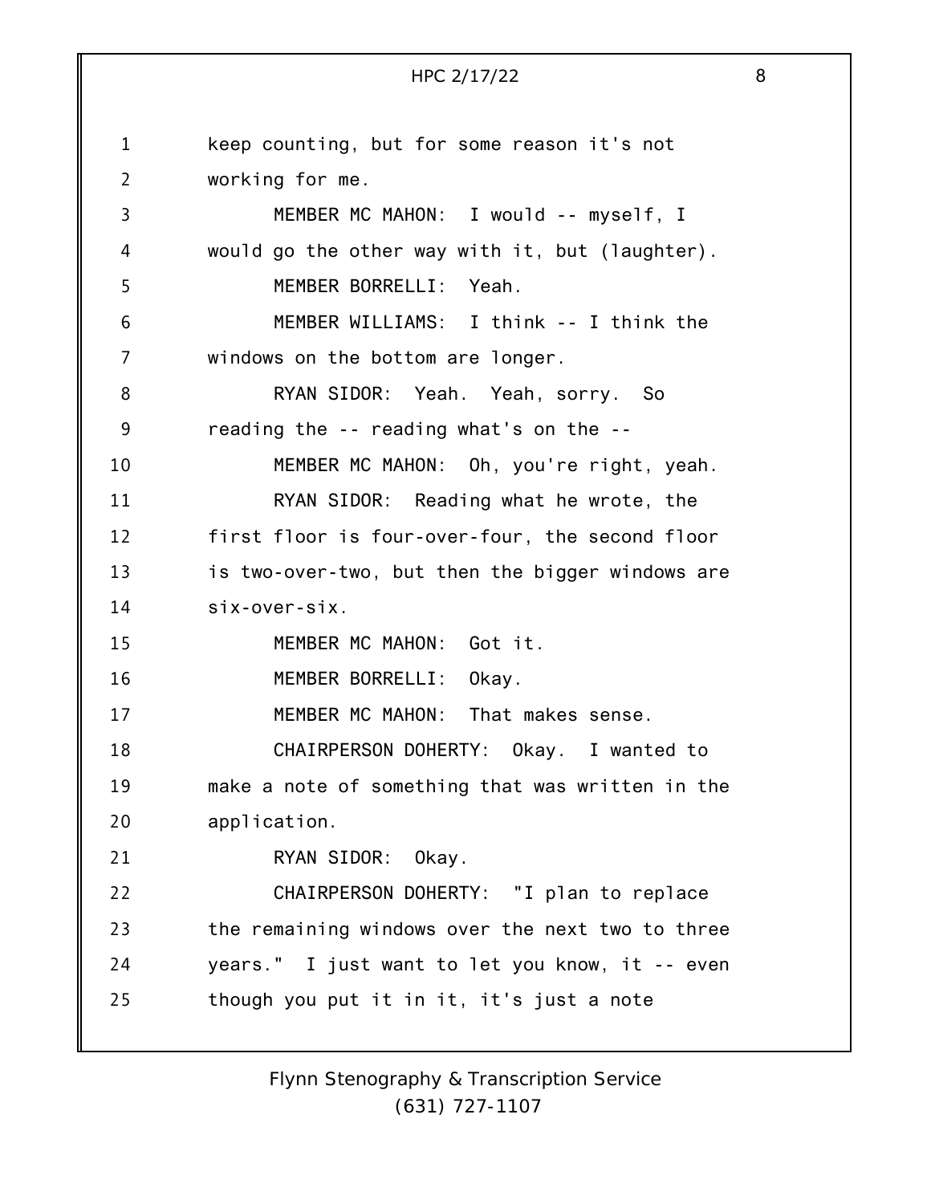keep counting, but for some reason it's not working for me.

MEMBER MC MAHON: I would -- myself, I would go the other way with it, but (laughter).

MEMBER BORRELLI: Yeah.

MEMBER WILLIAMS: I think -- I think the windows on the bottom are longer.

RYAN SIDOR: Yeah. Yeah, sorry. So reading the -- reading what's on the --

MEMBER MC MAHON: Oh, you're right, yeah.

RYAN SIDOR: Reading what he wrote, the first floor is four-over-four, the second floor is two-over-two, but then the bigger windows are six-over-six.

MEMBER MC MAHON: Got it.

MEMBER BORRELLI: Okay.

MEMBER MC MAHON: That makes sense.

CHAIRPERSON DOHERTY: Okay. I wanted to make a note of something that was written in the application.

RYAN SIDOR: Okay.

CHAIRPERSON DOHERTY: "I plan to replace the remaining windows over the next two to three years." I just want to let you know, it -- even though you put it in it, it's just a note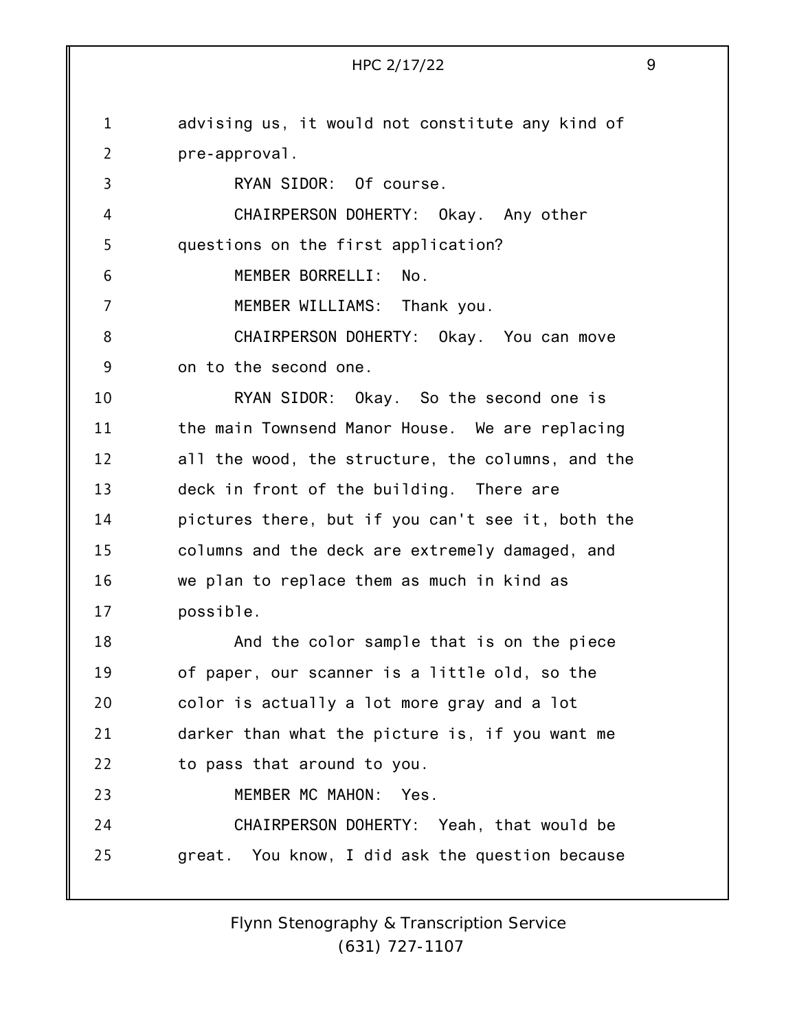advising us, it would not constitute any kind of pre-approval.

RYAN SIDOR: Of course.

CHAIRPERSON DOHERTY: Okay. Any other questions on the first application?

MEMBER BORRELLI: No.

MEMBER WILLIAMS: Thank you.

CHAIRPERSON DOHERTY: Okay. You can move on to the second one.

RYAN SIDOR: Okay. So the second one is the main Townsend Manor House. We are replacing all the wood, the structure, the columns, and the deck in front of the building. There are pictures there, but if you can't see it, both the columns and the deck are extremely damaged, and we plan to replace them as much in kind as possible.

And the color sample that is on the piece of paper, our scanner is a little old, so the color is actually a lot more gray and a lot darker than what the picture is, if you want me to pass that around to you.

MEMBER MC MAHON: Yes.

CHAIRPERSON DOHERTY: Yeah, that would be great. You know, I did ask the question because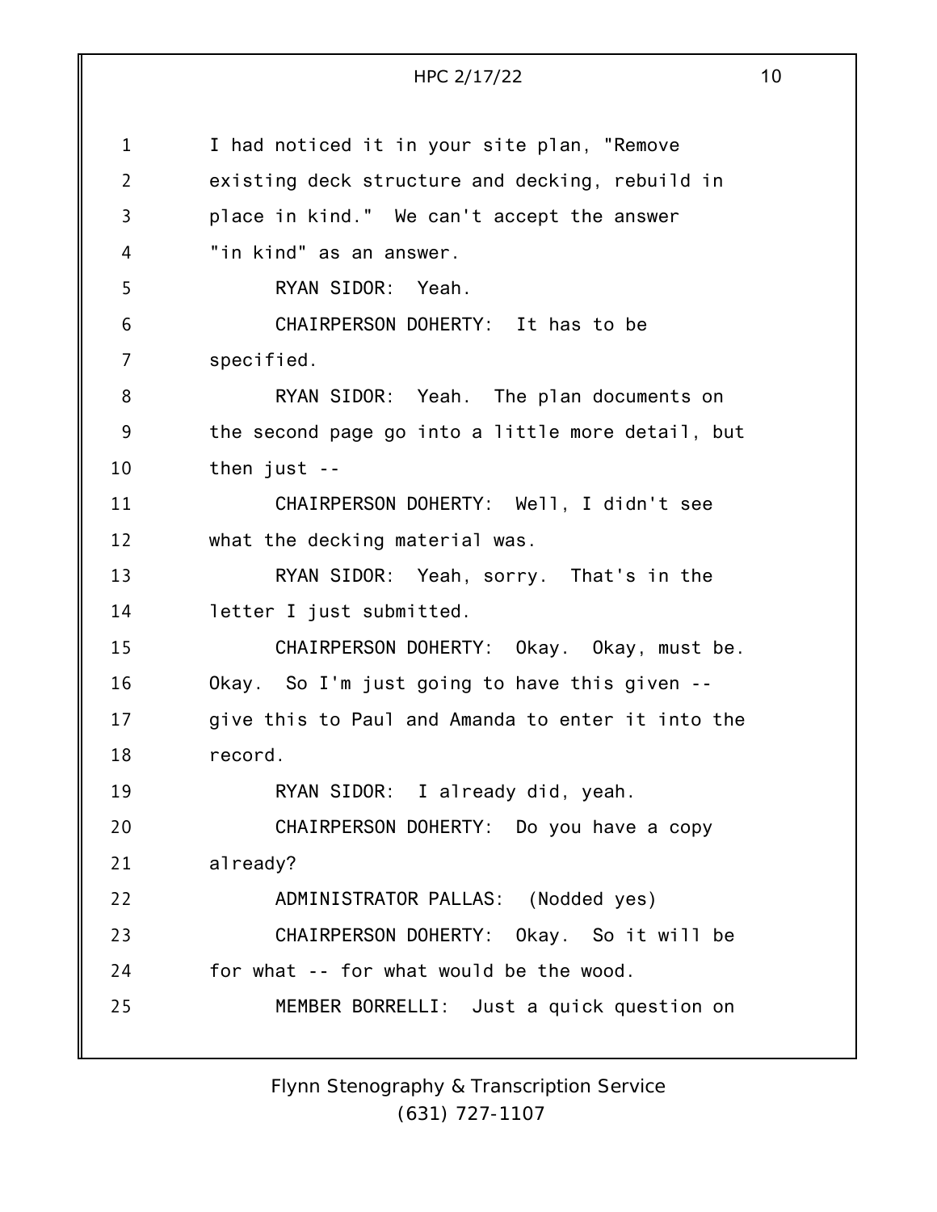I had noticed it in your site plan, "Remove existing deck structure and decking, rebuild in place in kind." We can't accept the answer "in kind" as an answer.

RYAN SIDOR: Yeah.

CHAIRPERSON DOHERTY: It has to be specified.

RYAN SIDOR: Yeah. The plan documents on the second page go into a little more detail, but then just --

CHAIRPERSON DOHERTY: Well, I didn't see what the decking material was.

RYAN SIDOR: Yeah, sorry. That's in the letter I just submitted.

CHAIRPERSON DOHERTY: Okay. Okay, must be. Okay. So I'm just going to have this given -- give this to Paul and Amanda to enter it into the record.

RYAN SIDOR: I already did, yeah.

CHAIRPERSON DOHERTY: Do you have a copy already?

ADMINISTRATOR PALLAS: (Nodded yes)

CHAIRPERSON DOHERTY: Okay. So it will be for what -- for what would be the wood.

MEMBER BORRELLI: Just a quick question on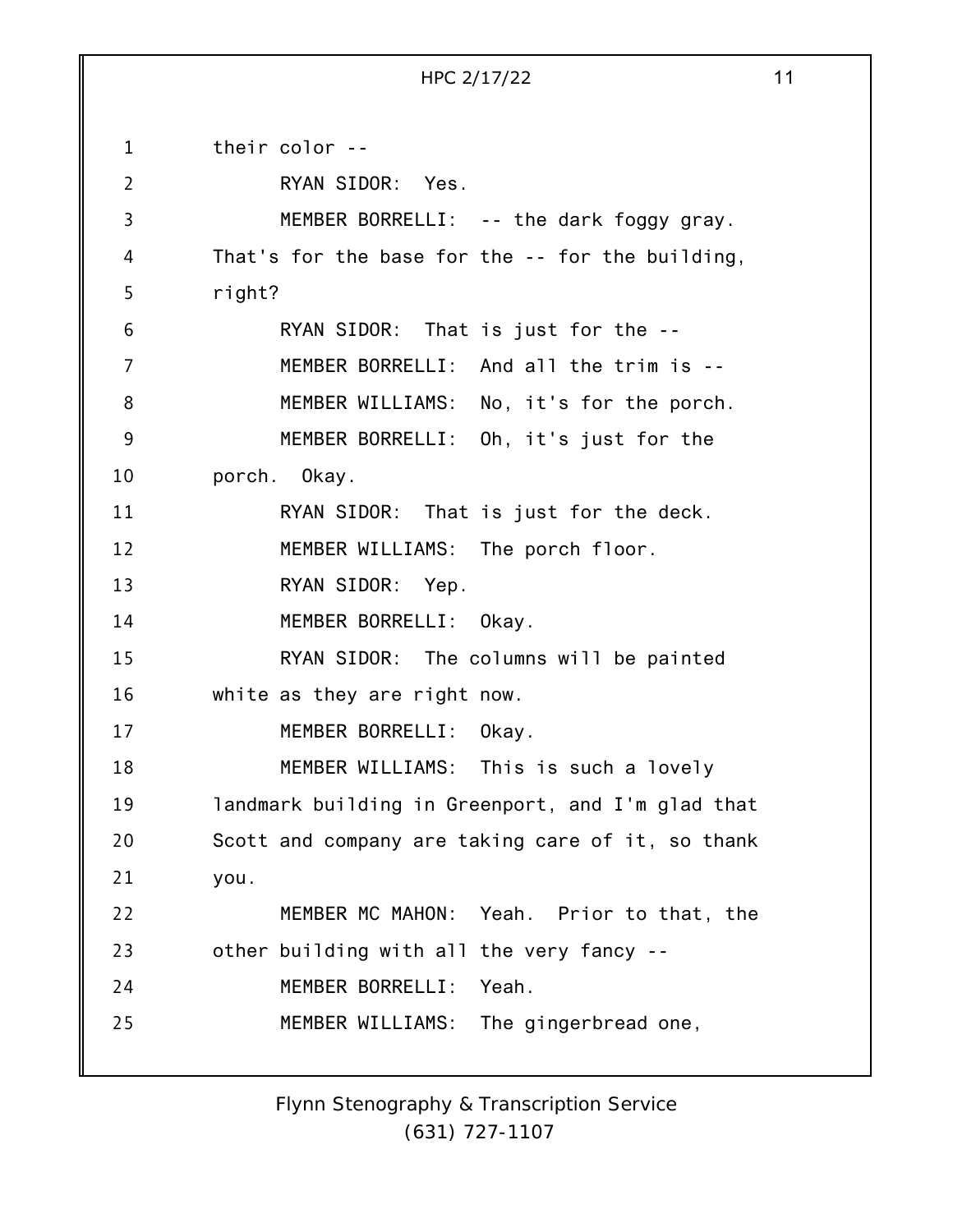their color --

RYAN SIDOR: Yes.

MEMBER BORRELLI: -- the dark foggy gray. That's for the base for the -- for the building, right?

RYAN SIDOR: That is just for the --

MEMBER BORRELLI: And all the trim is --

MEMBER WILLIAMS: No, it's for the porch.

MEMBER BORRELLI: Oh, it's just for the porch. Okay.

RYAN SIDOR: That is just for the deck.

MEMBER WILLIAMS: The porch floor.

RYAN SIDOR: Yep.

MEMBER BORRELLI: Okay.

RYAN SIDOR: The columns will be painted white as they are right now.

MEMBER BORRELLI: Okay.

MEMBER WILLIAMS: This is such a lovely landmark building in Greenport, and I'm glad that Scott and company are taking care of it, so thank you.

MEMBER MC MAHON: Yeah. Prior to that, the other building with all the very fancy --

MEMBER BORRELLI: Yeah.

MEMBER WILLIAMS: The gingerbread one,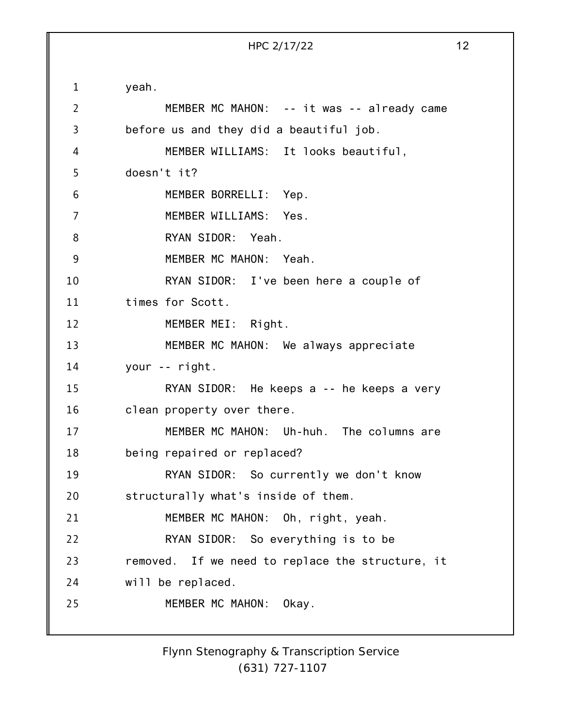yeah.

MEMBER MC MAHON: -- it was -- already came before us and they did a beautiful job.

MEMBER WILLIAMS: It looks beautiful, doesn't it?

MEMBER BORRELLI: Yep.

MEMBER WILLIAMS: Yes.

RYAN SIDOR: Yeah.

MEMBER MC MAHON: Yeah.

RYAN SIDOR: I've been here a couple of times for Scott.

MEMBER MEI: Right.

MEMBER MC MAHON: We always appreciate your -- right.

RYAN SIDOR: He keeps a -- he keeps a very clean property over there.

MEMBER MC MAHON: Uh-huh. The columns are being repaired or replaced?

RYAN SIDOR: So currently we don't know structurally what's inside of them.

MEMBER MC MAHON: Oh, right, yeah.

RYAN SIDOR: So everything is to be removed. If we need to replace the structure, it will be replaced.

MEMBER MC MAHON: Okay.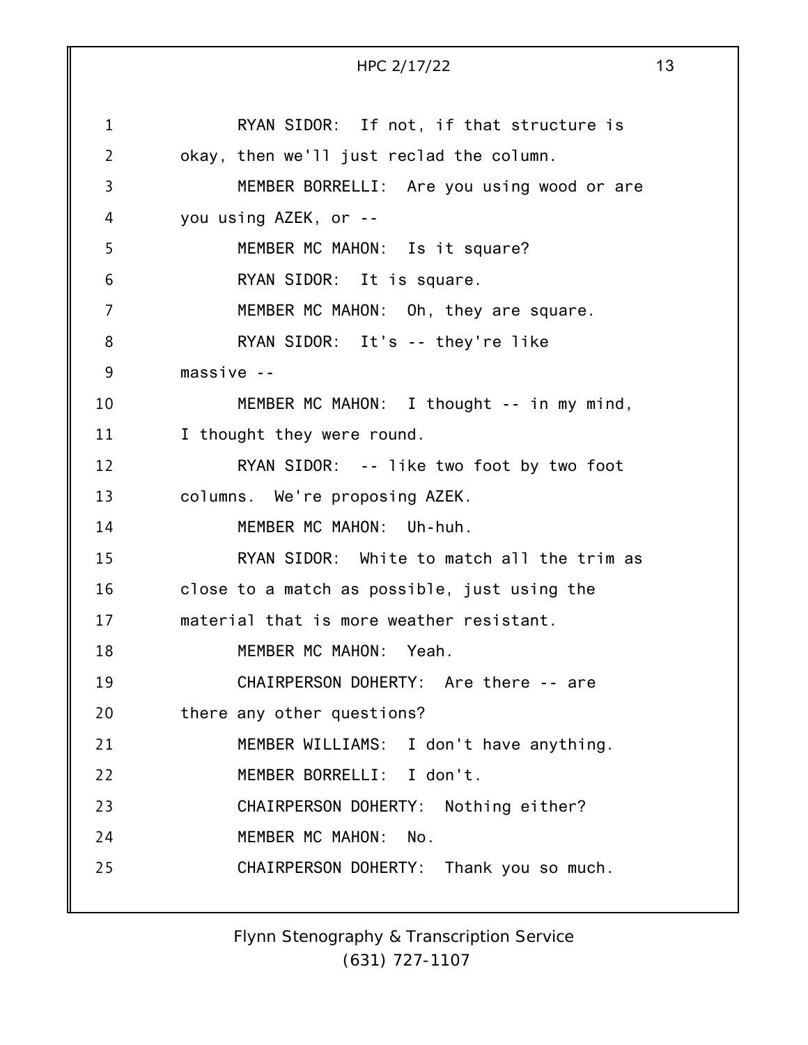RYAN SIDOR: If not, if that structure is okay, then we'll just reclad the column.

MEMBER BORRELLI: Are you using wood or are you using AZEK, or --

MEMBER MC MAHON: Is it square?

RYAN SIDOR: It is square.

MEMBER MC MAHON: Oh, they are square.

RYAN SIDOR: It's -- they're like massive --

MEMBER MC MAHON: I thought -- in my mind, I thought they were round.

RYAN SIDOR: -- like two foot by two foot columns. We're proposing AZEK.

MEMBER MC MAHON: Uh-huh.

RYAN SIDOR: White to match all the trim as close to a match as possible, just using the material that is more weather resistant.

MEMBER MC MAHON: Yeah.

CHAIRPERSON DOHERTY: Are there -- are there any other questions?

MEMBER WILLIAMS: I don't have anything.

MEMBER BORRELLI: I don't.

CHAIRPERSON DOHERTY: Nothing either?

MEMBER MC MAHON: No.

CHAIRPERSON DOHERTY: Thank you so much.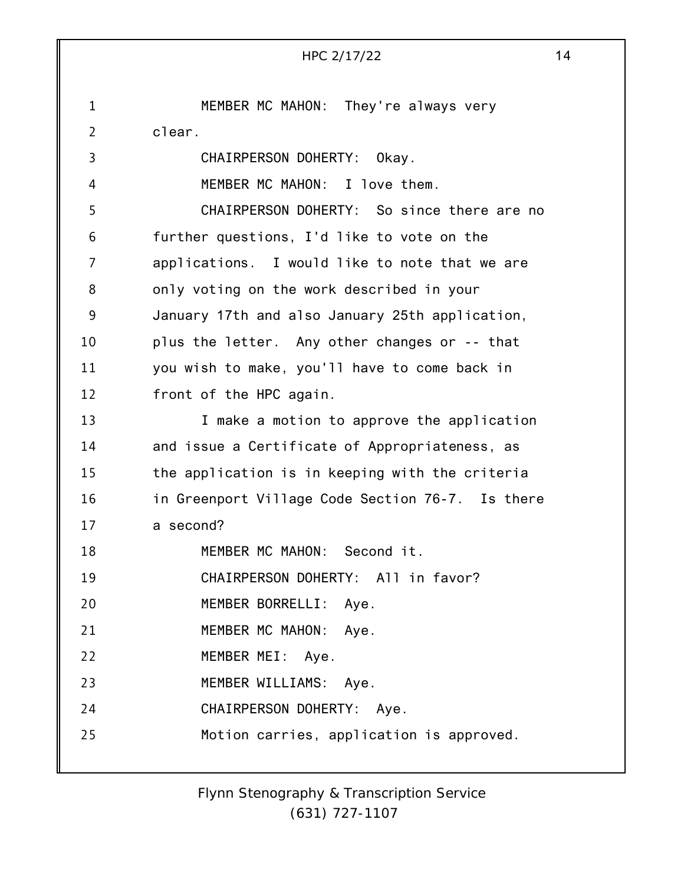MEMBER MC MAHON: They're always very clear.

CHAIRPERSON DOHERTY: Okay.

MEMBER MC MAHON: I love them.

CHAIRPERSON DOHERTY: So since there are no further questions, I'd like to vote on the applications. I would like to note that we are only voting on the work described in your January 17th and also January 25th application, plus the letter. Any other changes or -- that you wish to make, you'll have to come back in front of the HPC again.

I make a motion to approve the application and issue a Certificate of Appropriateness, as the application is in keeping with the criteria in Greenport Village Code Section 76-7. Is there a second?

MEMBER MC MAHON: Second it.

CHAIRPERSON DOHERTY: All in favor?

MEMBER BORRELLI: Aye.

MEMBER MC MAHON: Aye.

MEMBER MEI: Aye.

MEMBER WILLIAMS: Aye.

CHAIRPERSON DOHERTY: Aye.

Motion carries, application is approved.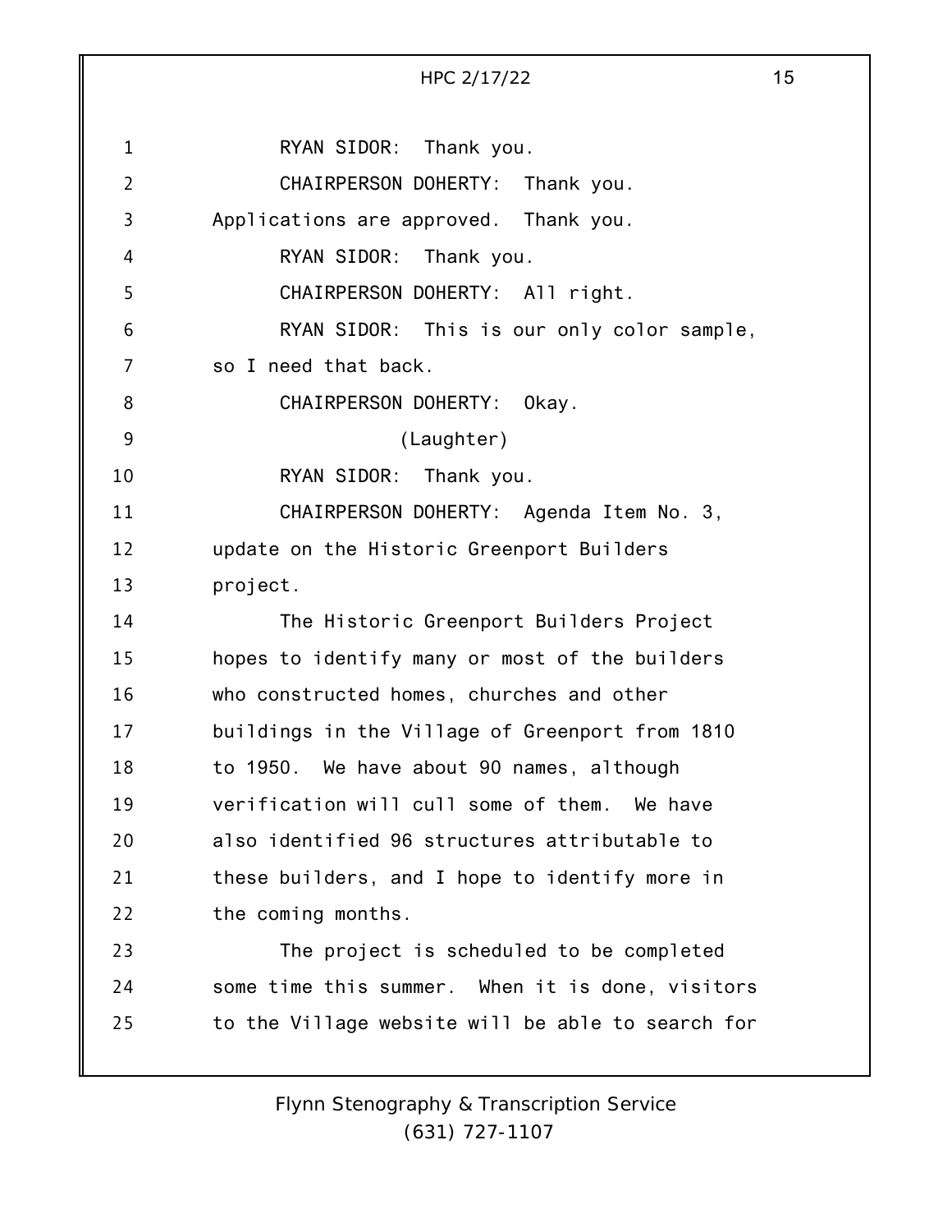RYAN SIDOR: Thank you.

CHAIRPERSON DOHERTY: Thank you. Applications are approved. Thank you.

RYAN SIDOR: Thank you.

CHAIRPERSON DOHERTY: All right.

RYAN SIDOR: This is our only color sample, so I need that back.

CHAIRPERSON DOHERTY: Okay.

(Laughter)

RYAN SIDOR: Thank you.

CHAIRPERSON DOHERTY: Agenda Item No. 3, update on the Historic Greenport Builders project.

The Historic Greenport Builders Project hopes to identify many or most of the builders who constructed homes, churches and other buildings in the Village of Greenport from 1810 to 1950. We have about 90 names, although verification will cull some of them. We have also identified 96 structures attributable to these builders, and I hope to identify more in the coming months.

The project is scheduled to be completed some time this summer. When it is done, visitors to the Village website will be able to search for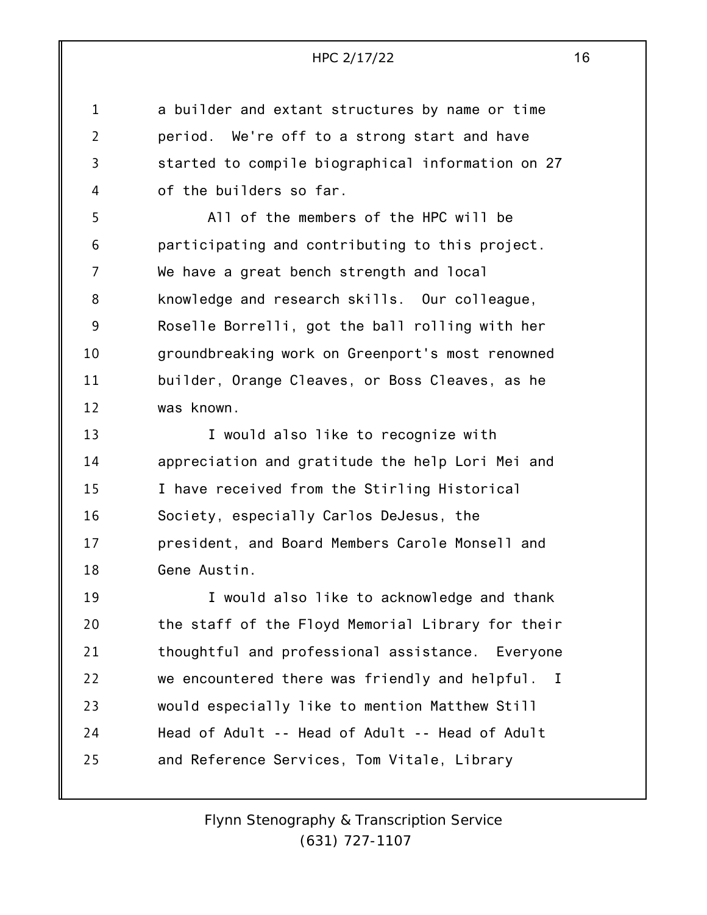a builder and extant structures by name or time period. We're off to a strong start and have started to compile biographical information on 27 of the builders so far.

All of the members of the HPC will be participating and contributing to this project. We have a great bench strength and local knowledge and research skills. Our colleague, Roselle Borrelli, got the ball rolling with her groundbreaking work on Greenport's most renowned builder, Orange Cleaves, or Boss Cleaves, as he was known.

I would also like to recognize with appreciation and gratitude the help Lori Mei and I have received from the Stirling Historical Society, especially Carlos DeJesus, the president, and Board Members Carole Monsell and Gene Austin.

I would also like to acknowledge and thank the staff of the Floyd Memorial Library for their thoughtful and professional assistance. Everyone we encountered there was friendly and helpful. I would especially like to mention Matthew Still Head of Adult -- Head of Adult -- Head of Adult and Reference Services, Tom Vitale, Library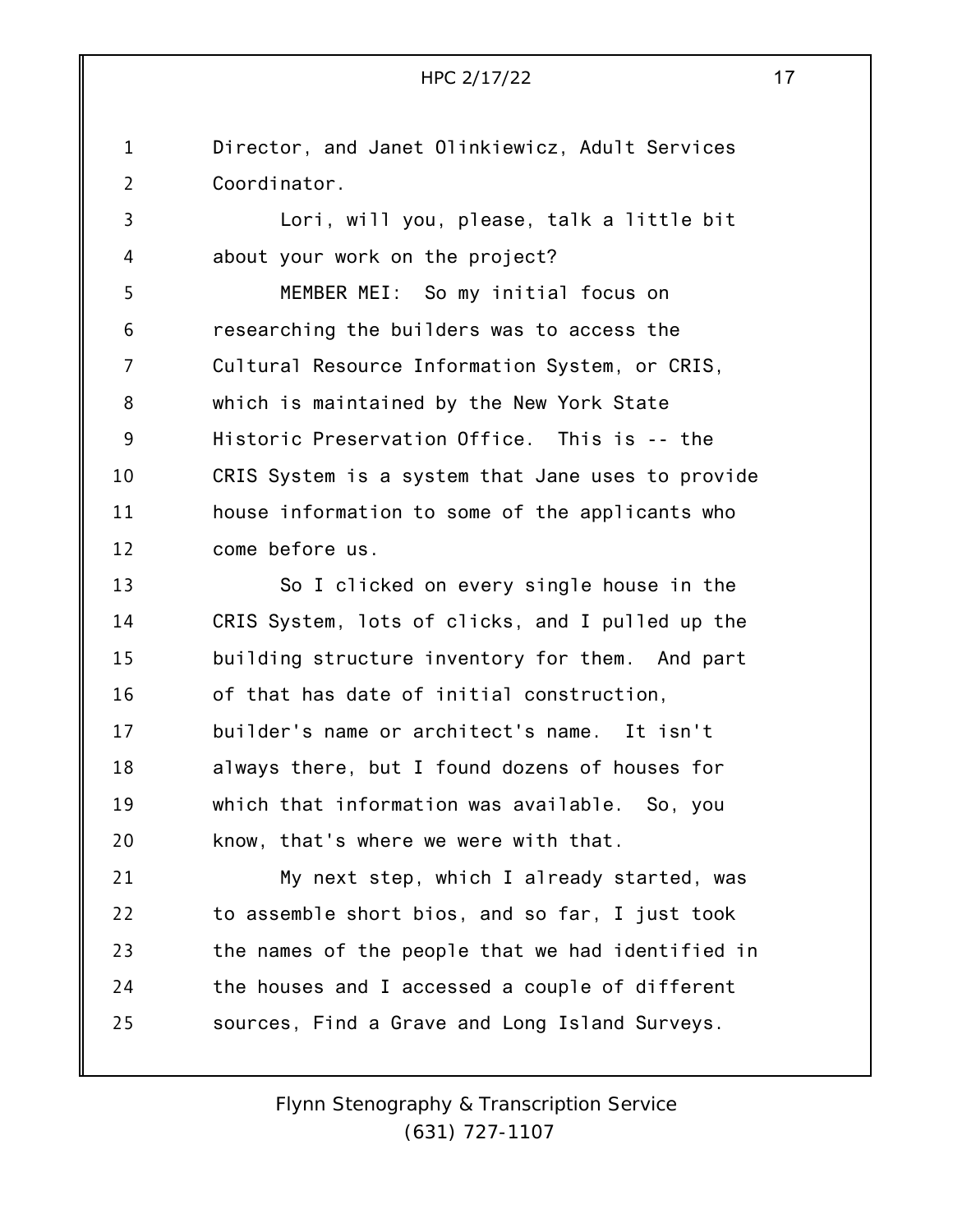Director, and Janet Olinkiewicz, Adult Services Coordinator.

Lori, will you, please, talk a little bit about your work on the project?

MEMBER MEI: So my initial focus on researching the builders was to access the Cultural Resource Information System, or CRIS, which is maintained by the New York State Historic Preservation Office. This is -- the CRIS System is a system that Jane uses to provide house information to some of the applicants who come before us.

So I clicked on every single house in the CRIS System, lots of clicks, and I pulled up the building structure inventory for them. And part of that has date of initial construction, builder's name or architect's name. It isn't always there, but I found dozens of houses for which that information was available. So, you know, that's where we were with that.

My next step, which I already started, was to assemble short bios, and so far, I just took the names of the people that we had identified in the houses and I accessed a couple of different sources, Find a Grave and Long Island Surveys.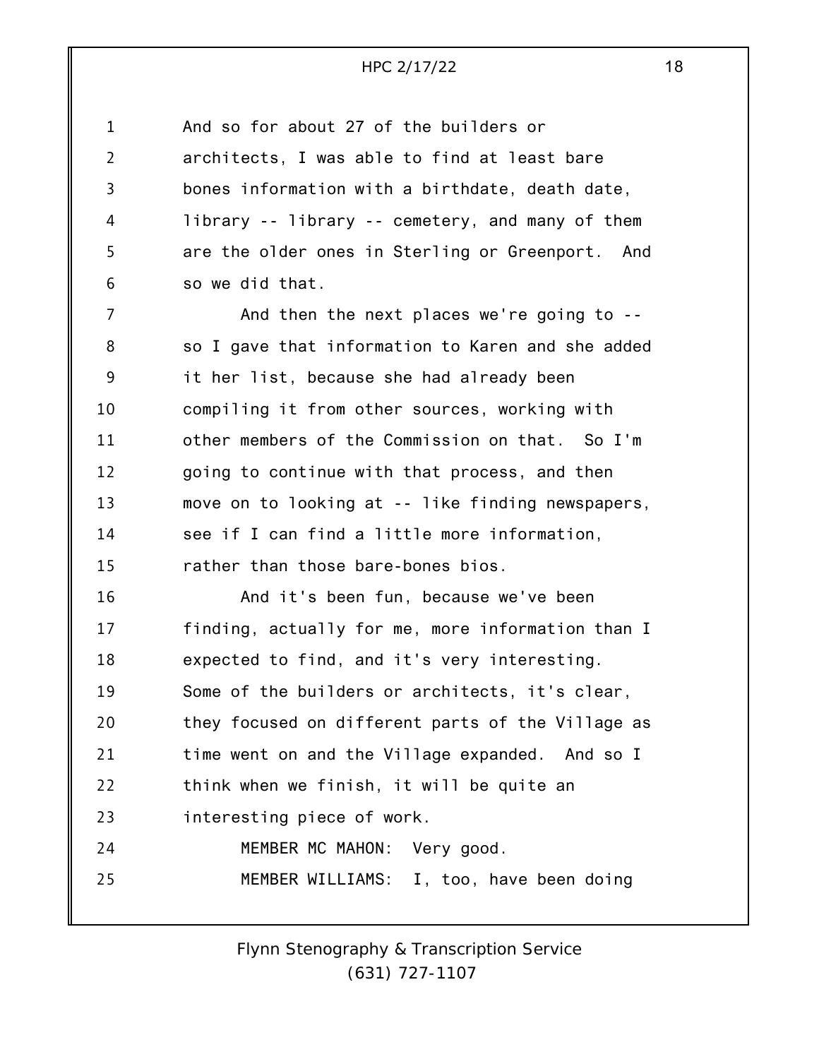And so for about 27 of the builders or architects, I was able to find at least bare bones information with a birthdate, death date, library -- library -- cemetery, and many of them are the older ones in Sterling or Greenport. And so we did that.

And then the next places we're going to -- so I gave that information to Karen and she added it her list, because she had already been compiling it from other sources, working with other members of the Commission on that. So I'm going to continue with that process, and then move on to looking at -- like finding newspapers, see if I can find a little more information, rather than those bare-bones bios.

And it's been fun, because we've been finding, actually for me, more information than I expected to find, and it's very interesting. Some of the builders or architects, it's clear, they focused on different parts of the Village as time went on and the Village expanded. And so I think when we finish, it will be quite an interesting piece of work.

MEMBER MC MAHON: Very good.

MEMBER WILLIAMS: I, too, have been doing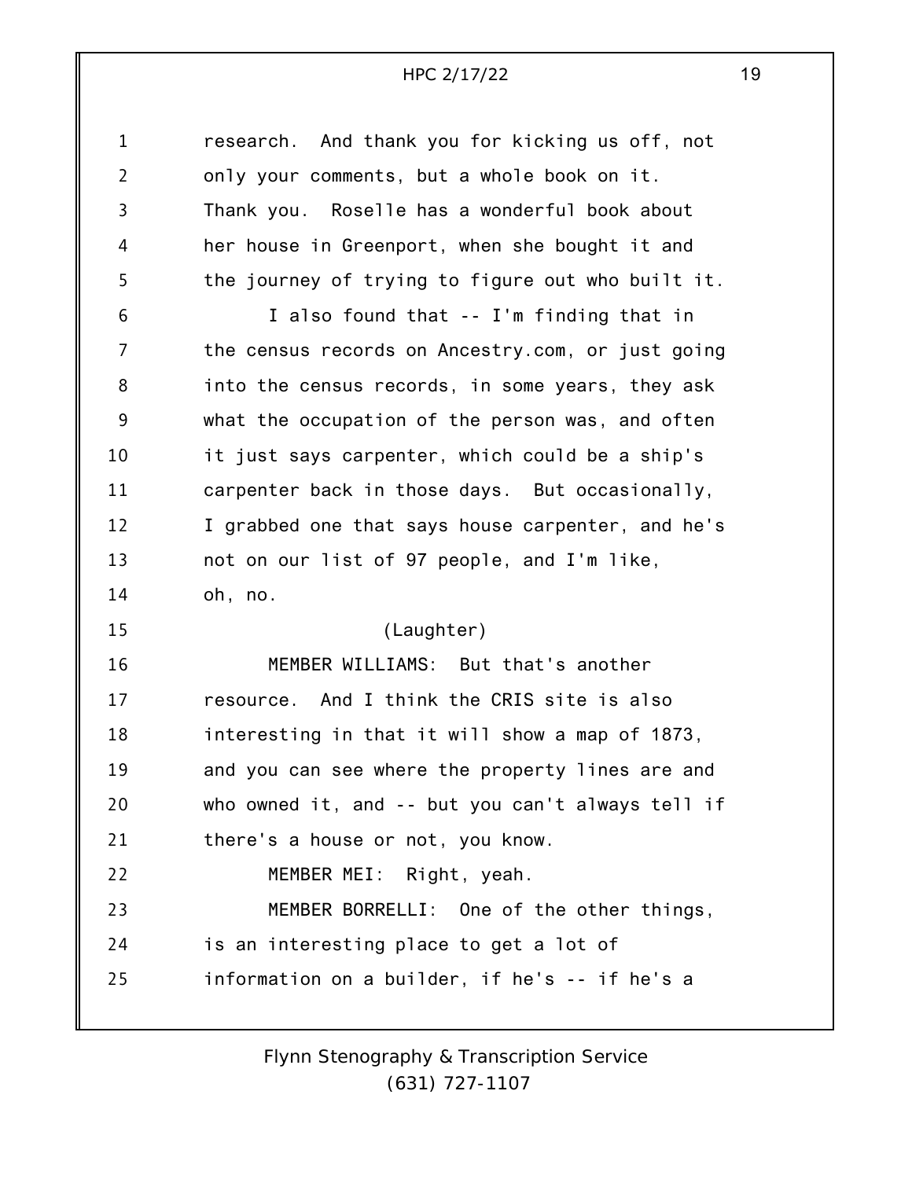research. And thank you for kicking us off, not only your comments, but a whole book on it. Thank you. Roselle has a wonderful book about her house in Greenport, when she bought it and the journey of trying to figure out who built it.

I also found that -- I'm finding that in the census records on Ancestry.com, or just going into the census records, in some years, they ask what the occupation of the person was, and often it just says carpenter, which could be a ship's carpenter back in those days. But occasionally, I grabbed one that says house carpenter, and he's not on our list of 97 people, and I'm like, oh, no.

(Laughter)

MEMBER WILLIAMS: But that's another resource. And I think the CRIS site is also interesting in that it will show a map of 1873, and you can see where the property lines are and who owned it, and -- but you can't always tell if there's a house or not, you know.

MEMBER MEI: Right, yeah.

MEMBER BORRELLI: One of the other things, is an interesting place to get a lot of information on a builder, if he's -- if he's a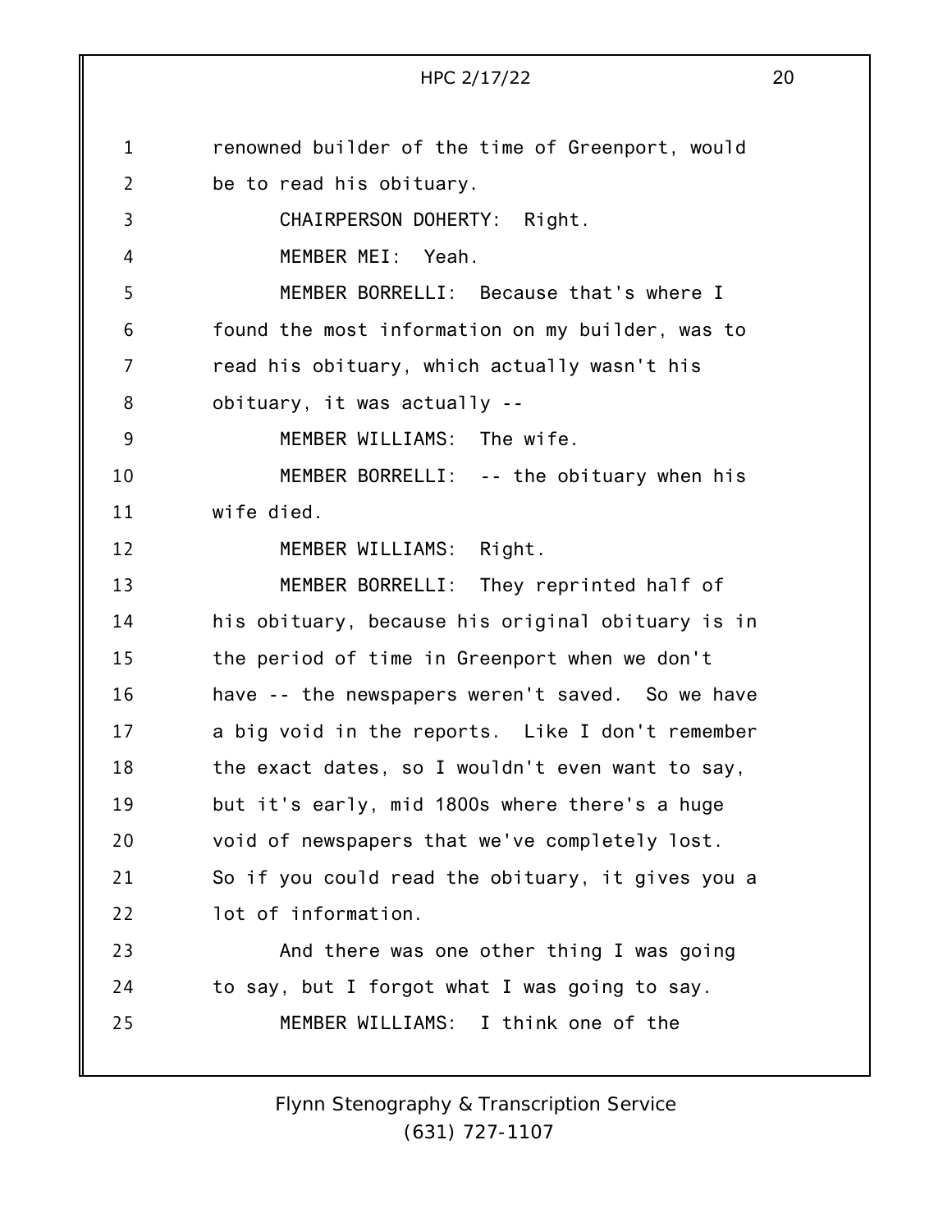renowned builder of the time of Greenport, would be to read his obituary.

CHAIRPERSON DOHERTY: Right.

MEMBER MEI: Yeah.

MEMBER BORRELLI: Because that's where I found the most information on my builder, was to read his obituary, which actually wasn't his obituary, it was actually --

MEMBER WILLIAMS: The wife.

MEMBER BORRELLI: -- the obituary when his wife died.

MEMBER WILLIAMS: Right.

MEMBER BORRELLI: They reprinted half of his obituary, because his original obituary is in the period of time in Greenport when we don't have -- the newspapers weren't saved. So we have a big void in the reports. Like I don't remember the exact dates, so I wouldn't even want to say, but it's early, mid 1800s where there's a huge void of newspapers that we've completely lost. So if you could read the obituary, it gives you a lot of information.

And there was one other thing I was going to say, but I forgot what I was going to say.

MEMBER WILLIAMS: I think one of the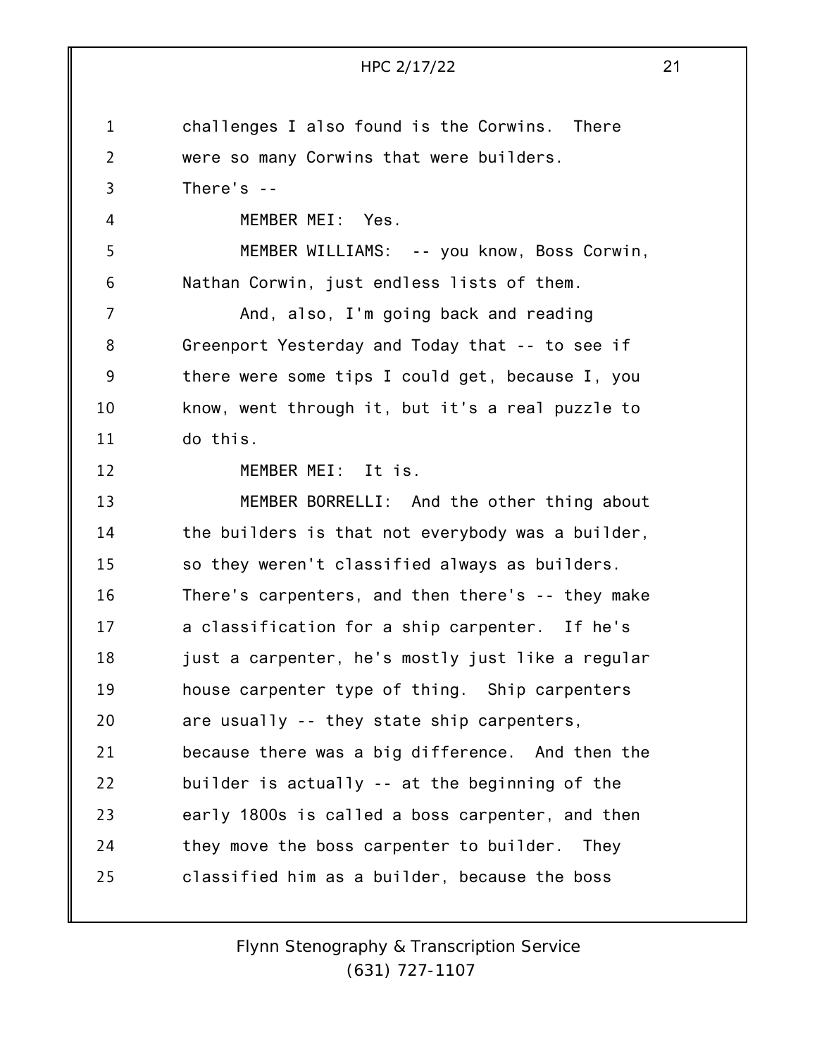challenges I also found is the Corwins. There were so many Corwins that were builders. There's --

MEMBER MEI: Yes.

MEMBER WILLIAMS: -- you know, Boss Corwin, Nathan Corwin, just endless lists of them.

And, also, I'm going back and reading Greenport Yesterday and Today that -- to see if there were some tips I could get, because I, you know, went through it, but it's a real puzzle to do this.

MEMBER MEI: It is.

MEMBER BORRELLI: And the other thing about the builders is that not everybody was a builder, so they weren't classified always as builders. There's carpenters, and then there's -- they make a classification for a ship carpenter. If he's just a carpenter, he's mostly just like a regular house carpenter type of thing. Ship carpenters are usually -- they state ship carpenters, because there was a big difference. And then the builder is actually -- at the beginning of the early 1800s is called a boss carpenter, and then they move the boss carpenter to builder. They classified him as a builder, because the boss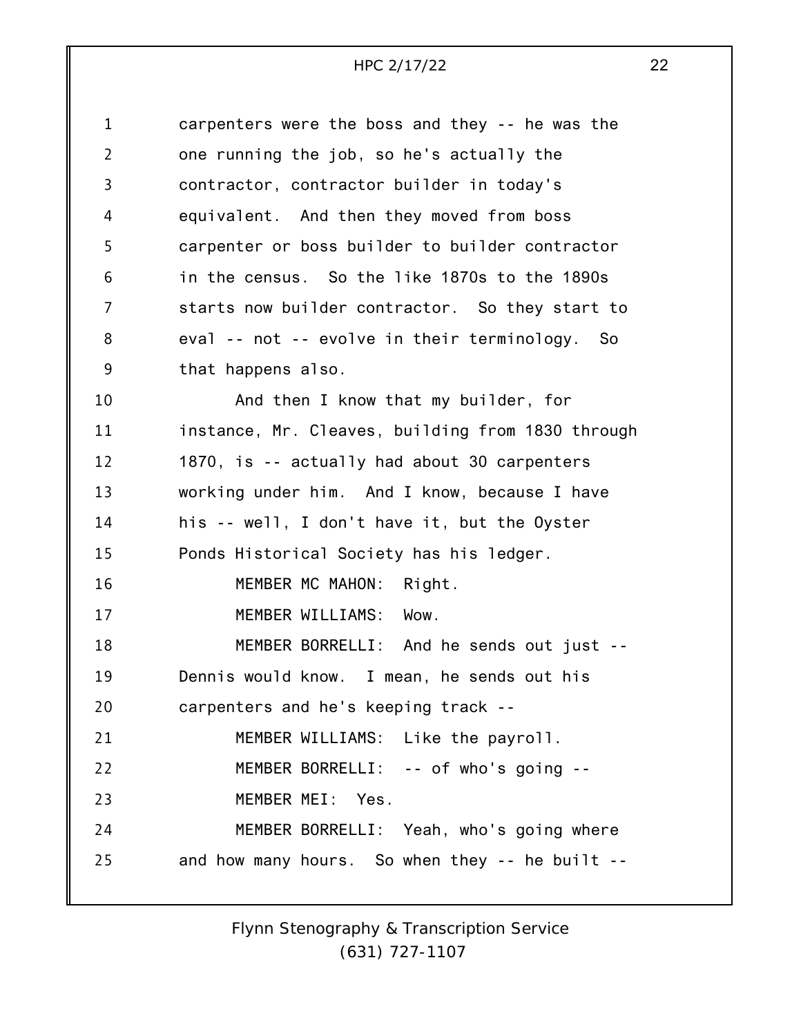carpenters were the boss and they -- he was the one running the job, so he's actually the contractor, contractor builder in today's equivalent. And then they moved from boss carpenter or boss builder to builder contractor in the census. So the like 1870s to the 1890s starts now builder contractor. So they start to eval -- not -- evolve in their terminology. So that happens also.

And then I know that my builder, for instance, Mr. Cleaves, building from 1830 through 1870, is -- actually had about 30 carpenters working under him. And I know, because I have his -- well, I don't have it, but the Oyster Ponds Historical Society has his ledger.

MEMBER MC MAHON: Right.

MEMBER WILLIAMS: Wow.

MEMBER BORRELLI: And he sends out just -- Dennis would know. I mean, he sends out his carpenters and he's keeping track --

MEMBER WILLIAMS: Like the payroll.

MEMBER BORRELLI: -- of who's going --

MEMBER MEI: Yes.

MEMBER BORRELLI: Yeah, who's going where and how many hours. So when they -- he built --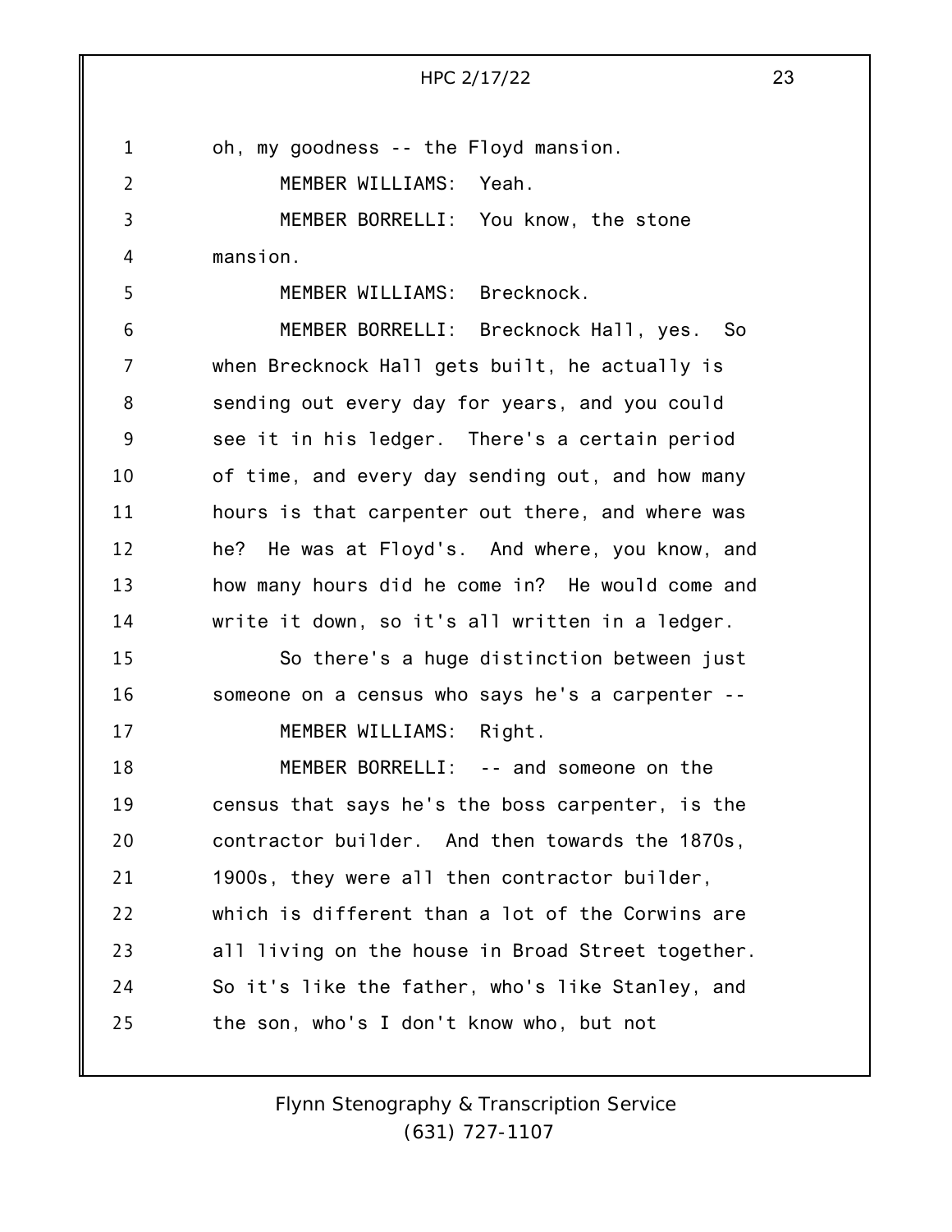oh, my goodness -- the Floyd mansion.

MEMBER WILLIAMS: Yeah.

MEMBER BORRELLI: You know, the stone mansion.

MEMBER WILLIAMS: Brecknock.

MEMBER BORRELLI: Brecknock Hall, yes. So when Brecknock Hall gets built, he actually is sending out every day for years, and you could see it in his ledger. There's a certain period of time, and every day sending out, and how many hours is that carpenter out there, and where was he? He was at Floyd's. And where, you know, and how many hours did he come in? He would come and write it down, so it's all written in a ledger.

So there's a huge distinction between just someone on a census who says he's a carpenter --

MEMBER WILLIAMS: Right.

MEMBER BORRELLI: -- and someone on the census that says he's the boss carpenter, is the contractor builder. And then towards the 1870s, 1900s, they were all then contractor builder, which is different than a lot of the Corwins are all living on the house in Broad Street together. So it's like the father, who's like Stanley, and the son, who's I don't know who, but not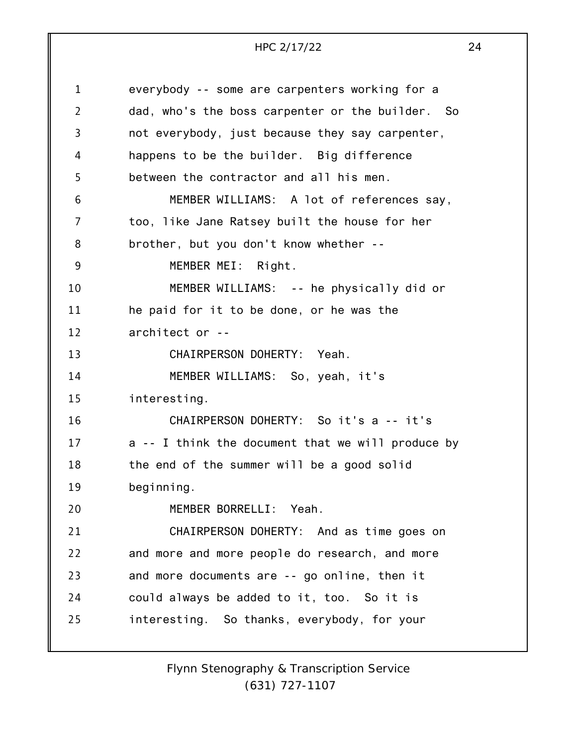everybody -- some are carpenters working for a dad, who's the boss carpenter or the builder. So not everybody, just because they say carpenter, happens to be the builder. Big difference between the contractor and all his men.

MEMBER WILLIAMS: A lot of references say, too, like Jane Ratsey built the house for her brother, but you don't know whether --

MEMBER MEI: Right.

MEMBER WILLIAMS: -- he physically did or he paid for it to be done, or he was the architect or --

CHAIRPERSON DOHERTY: Yeah.

MEMBER WILLIAMS: So, yeah, it's interesting.

CHAIRPERSON DOHERTY: So it's a -- it's a -- I think the document that we will produce by the end of the summer will be a good solid beginning.

MEMBER BORRELLI: Yeah.

CHAIRPERSON DOHERTY: And as time goes on and more and more people do research, and more and more documents are -- go online, then it could always be added to it, too. So it is interesting. So thanks, everybody, for your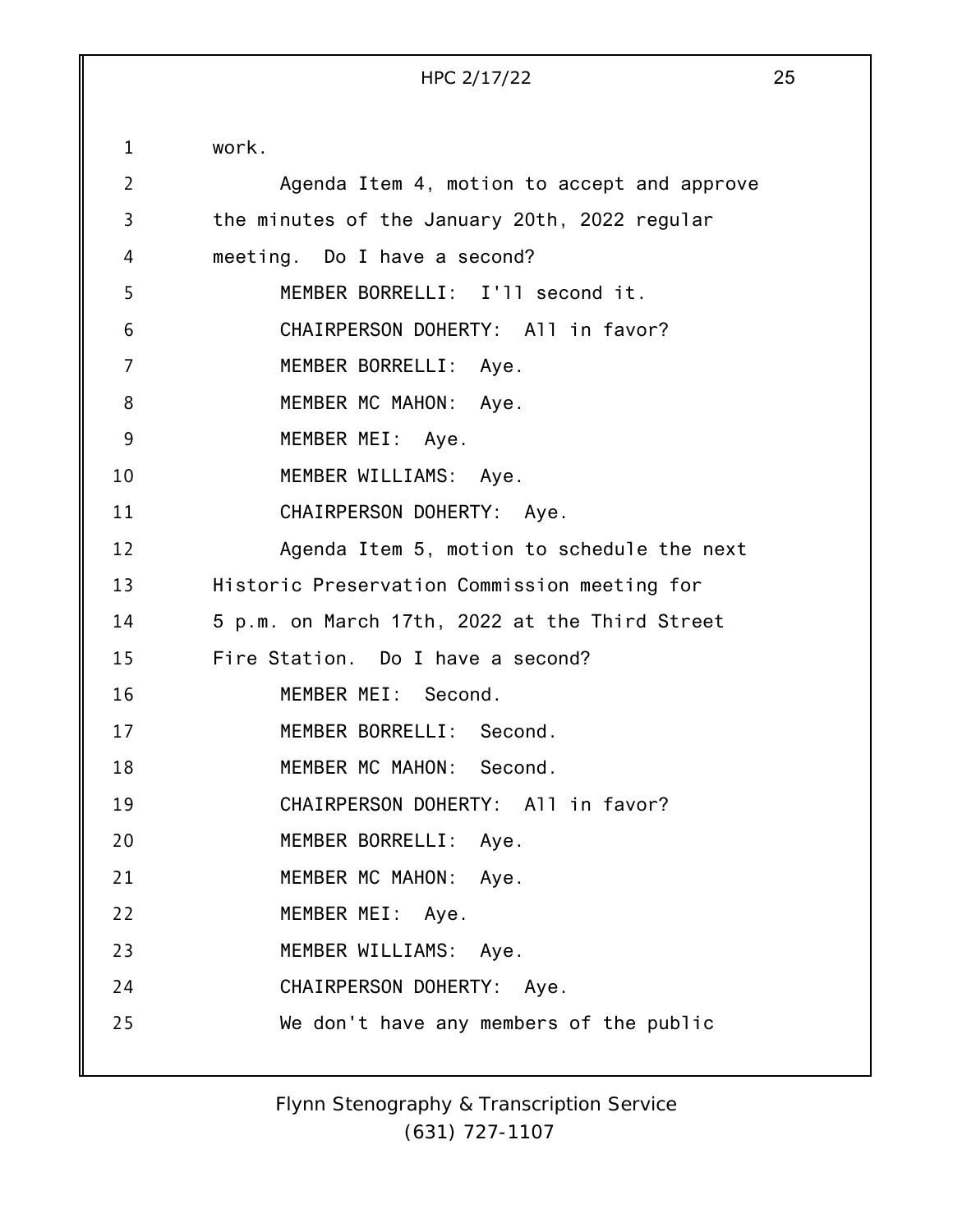work.

Agenda Item 4, motion to accept and approve the minutes of the January 20th, 2022 regular meeting. Do I have a second?

MEMBER BORRELLI: I'll second it.

CHAIRPERSON DOHERTY: All in favor?

MEMBER BORRELLI: Aye.

MEMBER MC MAHON: Aye.

MEMBER MEI: Aye.

MEMBER WILLIAMS: Aye.

CHAIRPERSON DOHERTY: Aye.

Agenda Item 5, motion to schedule the next Historic Preservation Commission meeting for 5 p.m. on March 17th, 2022 at the Third Street Fire Station. Do I have a second?

MEMBER MEI: Second.

MEMBER BORRELLI: Second.

MEMBER MC MAHON: Second.

CHAIRPERSON DOHERTY: All in favor?

MEMBER BORRELLI: Aye.

MEMBER MC MAHON: Aye.

MEMBER MEI: Aye.

MEMBER WILLIAMS: Aye.

CHAIRPERSON DOHERTY: Aye.

We don't have any members of the public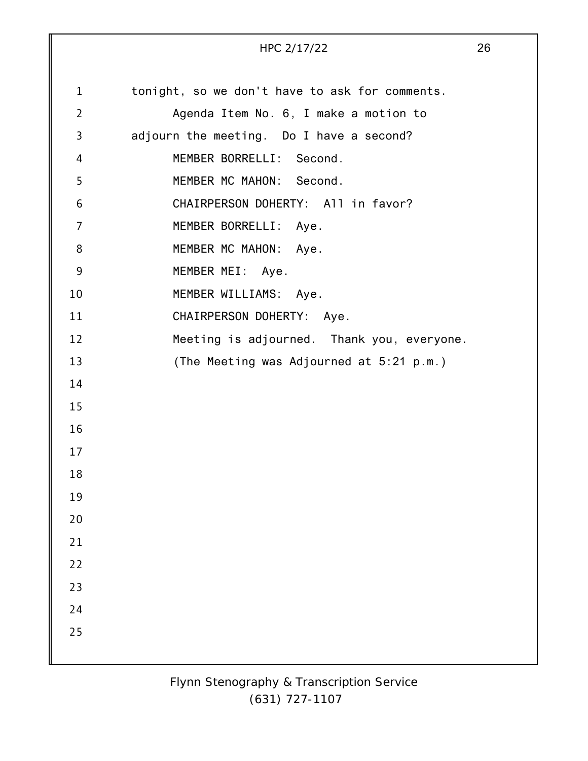tonight, so we don't have to ask for comments.

Agenda Item No. 6, I make a motion to adjourn the meeting. Do I have a second?

MEMBER BORRELLI: Second.

MEMBER MC MAHON: Second.

CHAIRPERSON DOHERTY: All in favor?

MEMBER BORRELLI: Aye.

MEMBER MC MAHON: Aye.

MEMBER MEI: Aye.

MEMBER WILLIAMS: Aye.

CHAIRPERSON DOHERTY: Aye.

Meeting is adjourned. Thank you, everyone.

(The Meeting was Adjourned at 5:21 p.m.)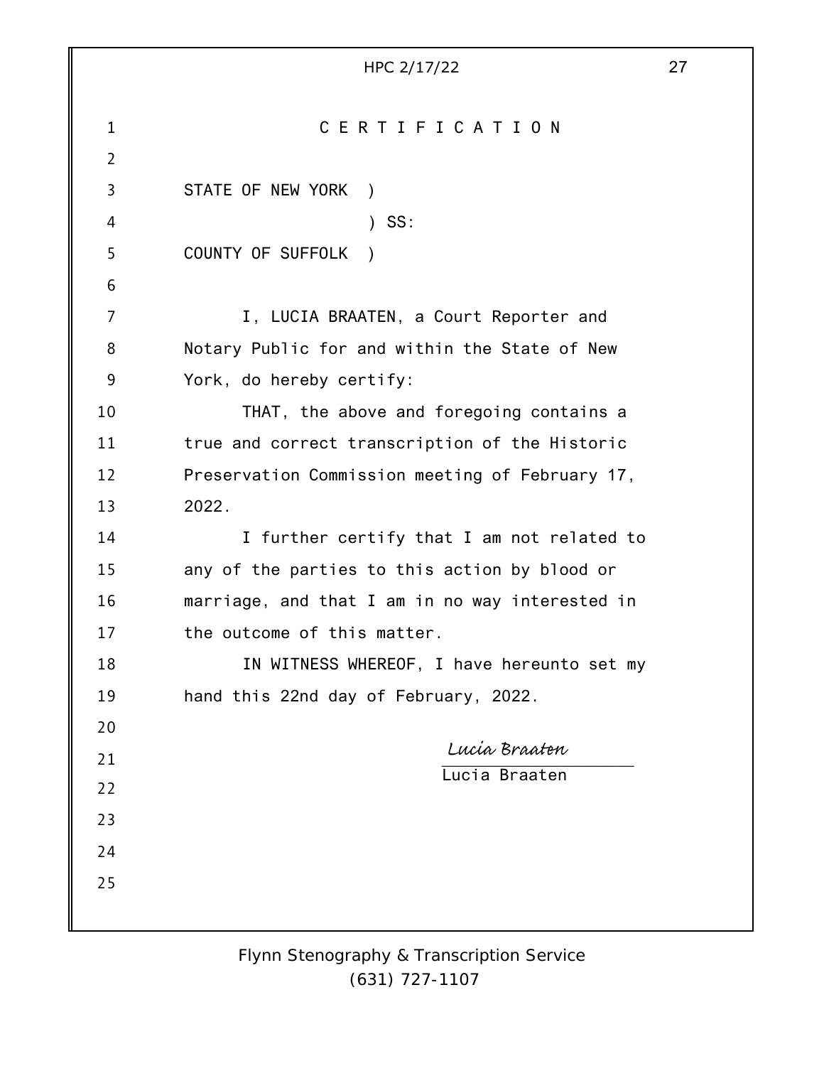# CERTIFICATION

STATE OF NEW YORK )
) SS:
COUNTY OF SUFFOLK )

I, LUCIA BRAATEN, a Court Reporter and Notary Public for and within the State of New York, do hereby certify:

THAT, the above and foregoing contains a true and correct transcription of the Historic Preservation Commission meeting of February 17, 2022.

I further certify that I am not related to any of the parties to this action by blood or marriage, and that I am in no way interested in the outcome of this matter.

IN WITNESS WHEREOF, I have hereunto set my hand this 22nd day of February, 2022.

*Lucia Braaten*
Lucia Braaten

Flynn Stenography & Transcription Service
(631) 727-1107